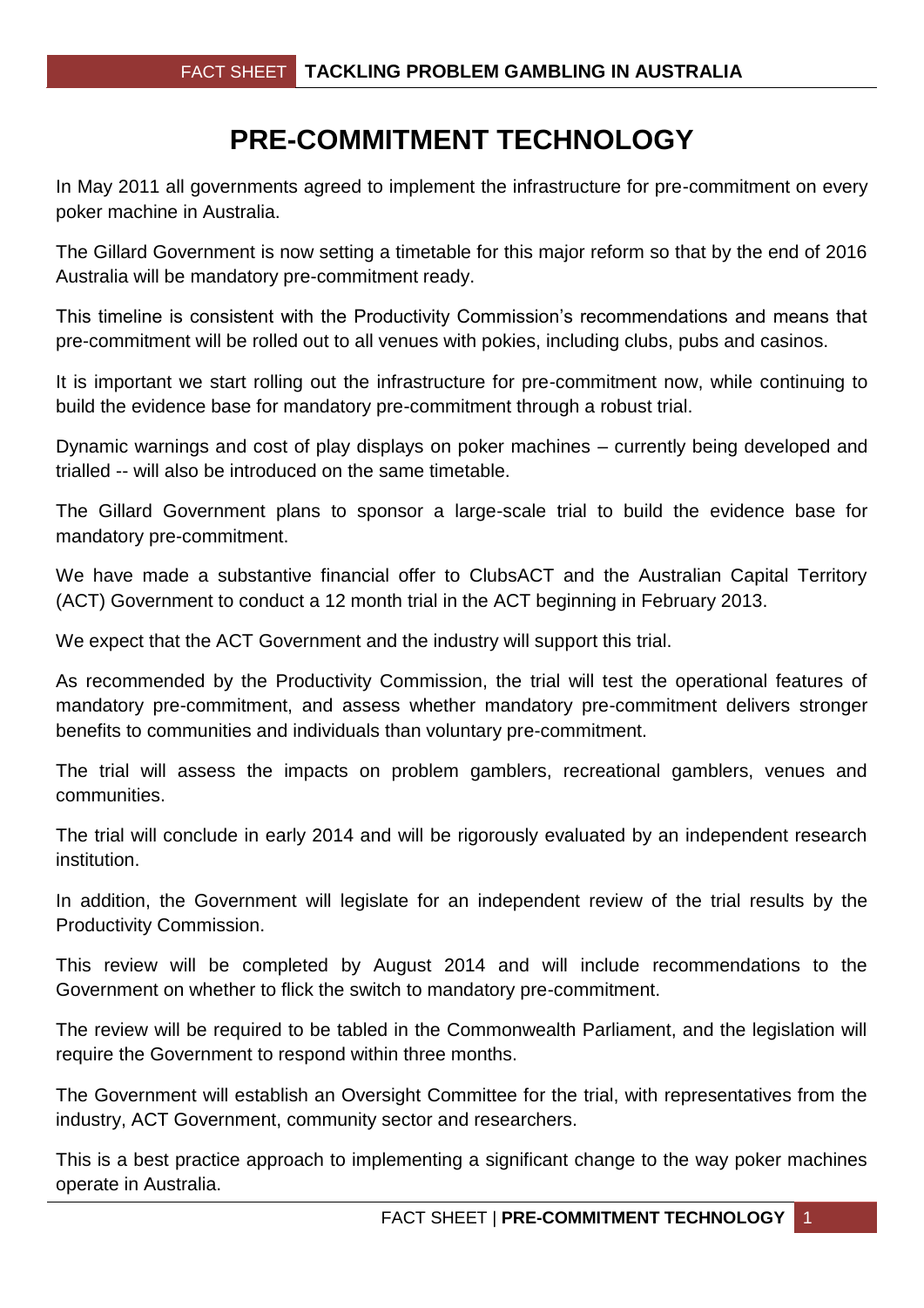# PRE-COMMITMENT TECHNOLOGY

In May 2011 all governments agreed to implement the infrastructure for pre-commitment on every poker machine in Australia.

The Gillard Government is now setting a timetable for this major reform so that by the end of 2016 Australia will be mandatory pre-commitment ready.

This timeline is consistent with the Productivity Commission's recommendations and means that pre-commitment will be rolled out to all venues with pokies, including clubs, pubs and casinos.

It is important we start rolling out the infrastructure for pre-commitment now, while continuing to build the evidence base for mandatory pre-commitment through a robust trial.

Dynamic warnings and cost of play displays on poker machines – currently being developed and trialled -- will also be introduced on the same timetable.

The Gillard Government plans to sponsor a large-scale trial to build the evidence base for mandatory pre-commitment.

We have made a substantive financial offer to ClubsACT and the Australian Capital Territory (ACT) Government to conduct a 12 month trial in the ACT beginning in February 2013.

We expect that the ACT Government and the industry will support this trial.

As recommended by the Productivity Commission, the trial will test the operational features of mandatory pre-commitment, and assess whether mandatory pre-commitment delivers stronger benefits to communities and individuals than voluntary pre-commitment.

The trial will assess the impacts on problem gamblers, recreational gamblers, venues and communities.

The trial will conclude in early 2014 and will be rigorously evaluated by an independent research institution.

In addition, the Government will legislate for an independent review of the trial results by the Productivity Commission.

This review will be completed by August 2014 and will include recommendations to the Government on whether to flick the switch to mandatory pre-commitment.

The review will be required to be tabled in the Commonwealth Parliament, and the legislation will require the Government to respond within three months.

The Government will establish an Oversight Committee for the trial, with representatives from the industry, ACT Government, community sector and researchers.

This is a best practice approach to implementing a significant change to the way poker machines operate in Australia.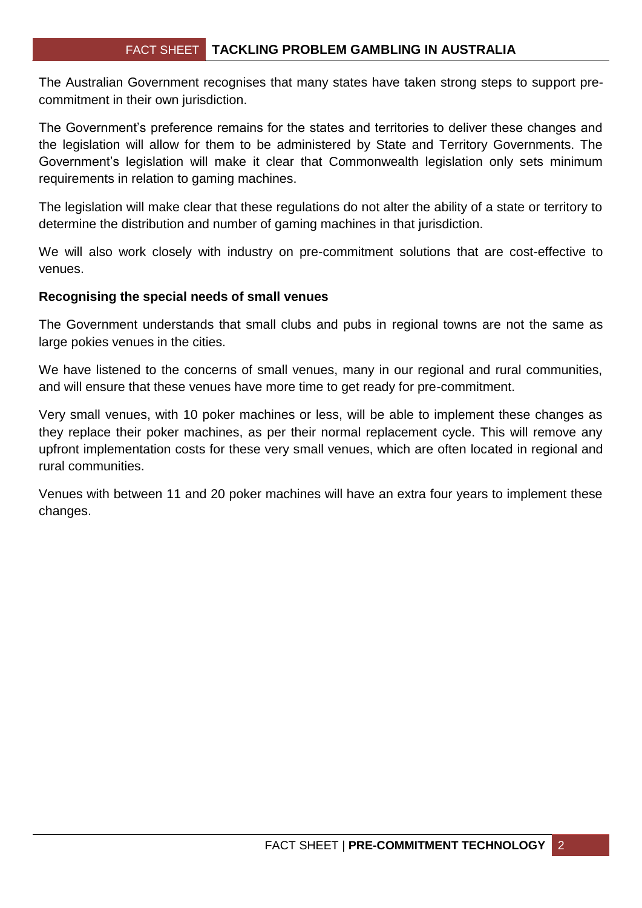The Australian Government recognises that many states have taken strong steps to support pre-commitment in their own jurisdiction.

The Government's preference remains for the states and territories to deliver these changes and the legislation will allow for them to be administered by State and Territory Governments. The Government's legislation will make it clear that Commonwealth legislation only sets minimum requirements in relation to gaming machines.

The legislation will make clear that these regulations do not alter the ability of a state or territory to determine the distribution and number of gaming machines in that jurisdiction.

We will also work closely with industry on pre-commitment solutions that are cost-effective to venues.

**Recognising the special needs of small venues**

The Government understands that small clubs and pubs in regional towns are not the same as large pokies venues in the cities.

We have listened to the concerns of small venues, many in our regional and rural communities, and will ensure that these venues have more time to get ready for pre-commitment.

Very small venues, with 10 poker machines or less, will be able to implement these changes as they replace their poker machines, as per their normal replacement cycle. This will remove any upfront implementation costs for these very small venues, which are often located in regional and rural communities.

Venues with between 11 and 20 poker machines will have an extra four years to implement these changes.